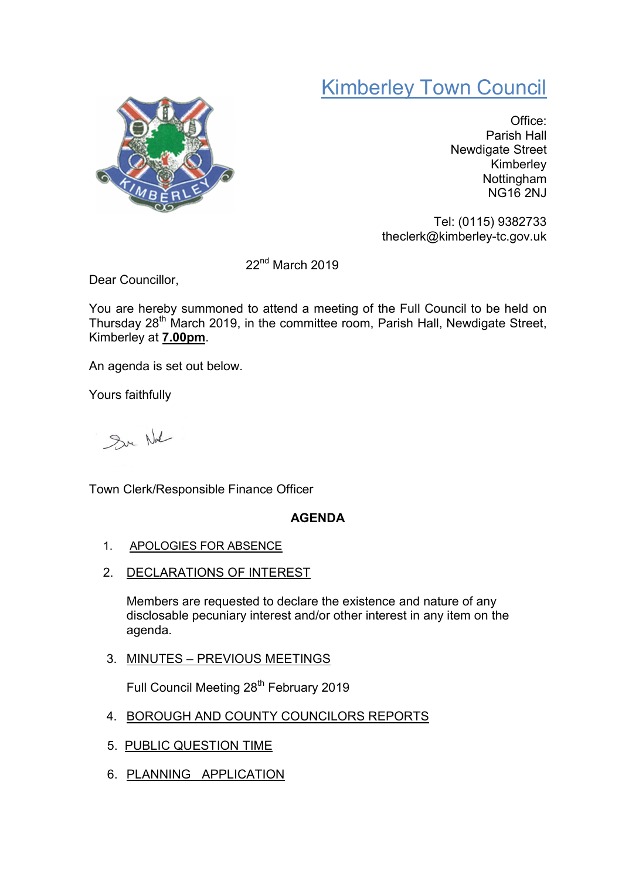# Kimberley Town Council

Office:
Parish Hall
Newdigate Street
Kimberley
Nottingham
NG16 2NJ

Tel: (0115) 9382733
theclerk@kimberley-tc.gov.uk

22nd March 2019

Dear Councillor,

You are hereby summoned to attend a meeting of the Full Council to be held on Thursday 28th March 2019, in the committee room, Parish Hall, Newdigate Street, Kimberley at **7.00pm**.

An agenda is set out below.

Yours faithfully

Town Clerk/Responsible Finance Officer

**AGENDA**

1. APOLOGIES FOR ABSENCE

2. DECLARATIONS OF INTEREST

   Members are requested to declare the existence and nature of any disclosable pecuniary interest and/or other interest in any item on the agenda.

3. MINUTES – PREVIOUS MEETINGS

   Full Council Meeting 28th February 2019

4. BOROUGH AND COUNTY COUNCILORS REPORTS

5. PUBLIC QUESTION TIME

6. PLANNING APPLICATION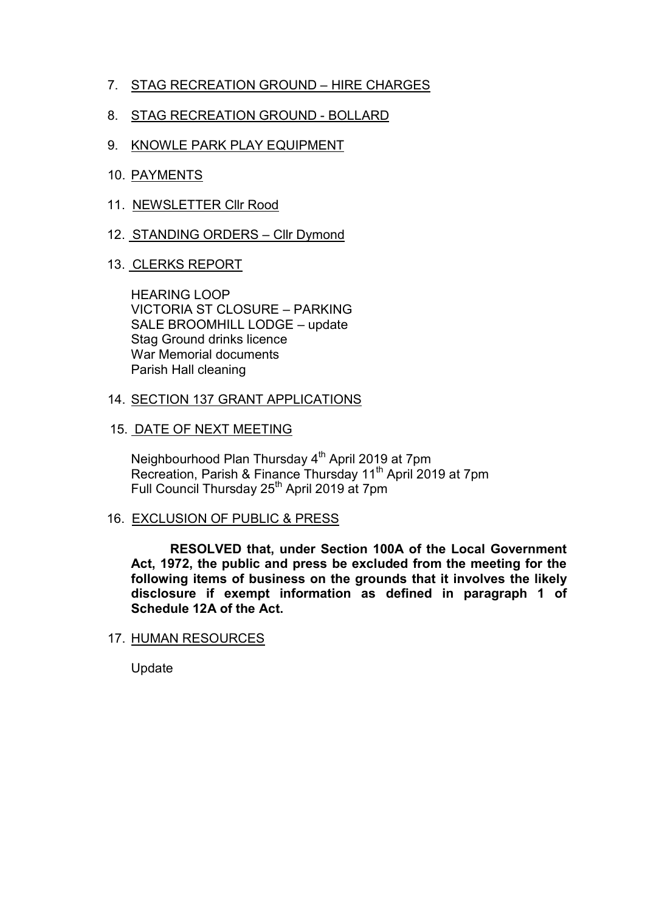7. STAG RECREATION GROUND – HIRE CHARGES

8. STAG RECREATION GROUND - BOLLARD

9. KNOWLE PARK PLAY EQUIPMENT

10. PAYMENTS

11. NEWSLETTER Cllr Rood

12. STANDING ORDERS – Cllr Dymond

13. CLERKS REPORT

    HEARING LOOP
    VICTORIA ST CLOSURE – PARKING
    SALE BROOMHILL LODGE – update
    Stag Ground drinks licence
    War Memorial documents
    Parish Hall cleaning

14. SECTION 137 GRANT APPLICATIONS

15. DATE OF NEXT MEETING

    Neighbourhood Plan Thursday 4th April 2019 at 7pm
    Recreation, Parish & Finance Thursday 11th April 2019 at 7pm
    Full Council Thursday 25th April 2019 at 7pm

16. EXCLUSION OF PUBLIC & PRESS

    **RESOLVED that, under Section 100A of the Local Government Act, 1972, the public and press be excluded from the meeting for the following items of business on the grounds that it involves the likely disclosure if exempt information as defined in paragraph 1 of Schedule 12A of the Act.**

17. HUMAN RESOURCES

    Update